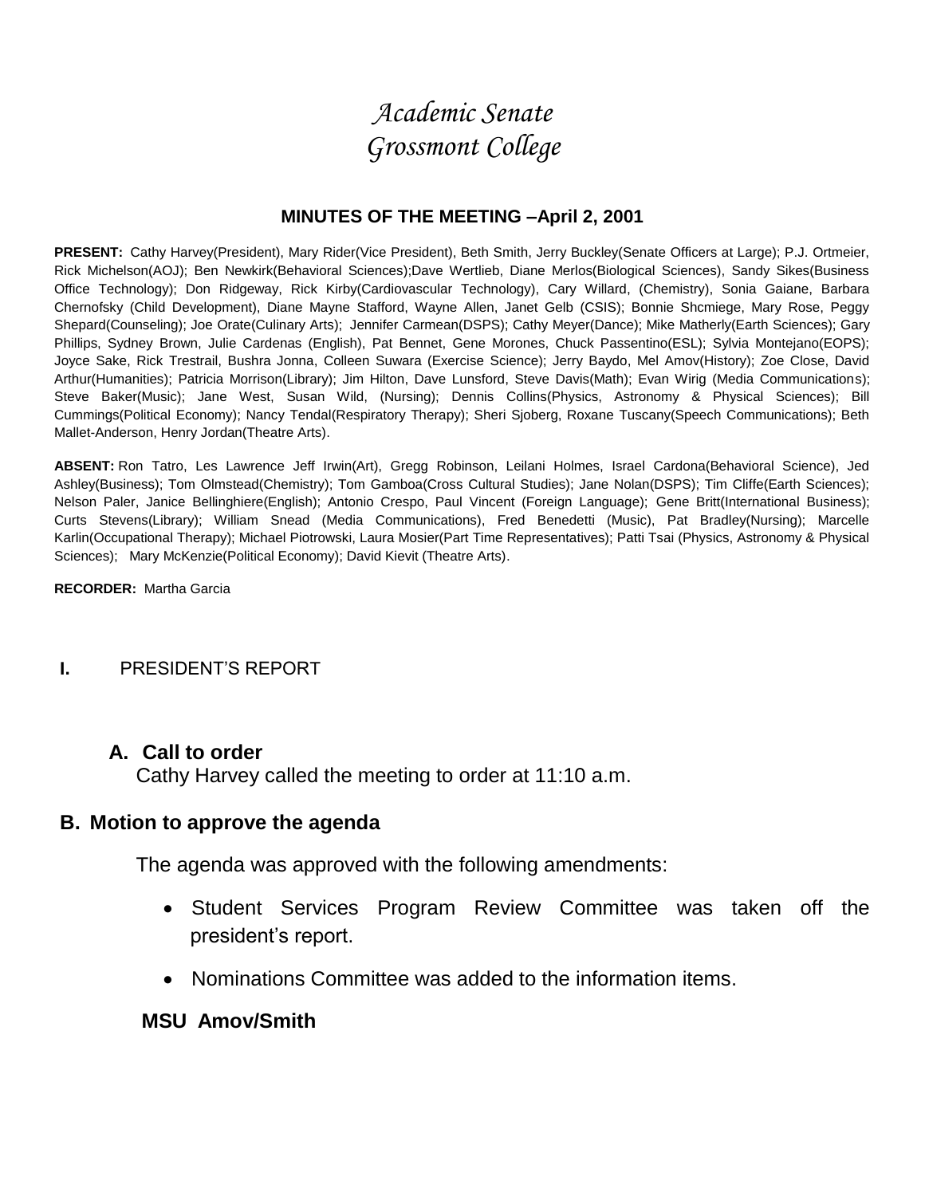# *Academic Senate*
# *Grossmont College*

## MINUTES OF THE MEETING –April 2, 2001

**PRESENT:** Cathy Harvey(President), Mary Rider(Vice President), Beth Smith, Jerry Buckley(Senate Officers at Large); P.J. Ortmeier, Rick Michelson(AOJ); Ben Newkirk(Behavioral Sciences);Dave Wertlieb, Diane Merlos(Biological Sciences), Sandy Sikes(Business Office Technology); Don Ridgeway, Rick Kirby(Cardiovascular Technology), Cary Willard, (Chemistry), Sonia Gaiane, Barbara Chernofsky (Child Development), Diane Mayne Stafford, Wayne Allen, Janet Gelb (CSIS); Bonnie Shcmiege, Mary Rose, Peggy Shepard(Counseling); Joe Orate(Culinary Arts); Jennifer Carmean(DSPS); Cathy Meyer(Dance); Mike Matherly(Earth Sciences); Gary Phillips, Sydney Brown, Julie Cardenas (English), Pat Bennet, Gene Morones, Chuck Passentino(ESL); Sylvia Montejano(EOPS); Joyce Sake, Rick Trestrail, Bushra Jonna, Colleen Suwara (Exercise Science); Jerry Baydo, Mel Amov(History); Zoe Close, David Arthur(Humanities); Patricia Morrison(Library); Jim Hilton, Dave Lunsford, Steve Davis(Math); Evan Wirig (Media Communications); Steve Baker(Music); Jane West, Susan Wild, (Nursing); Dennis Collins(Physics, Astronomy & Physical Sciences); Bill Cummings(Political Economy); Nancy Tendal(Respiratory Therapy); Sheri Sjoberg, Roxane Tuscany(Speech Communications); Beth Mallet-Anderson, Henry Jordan(Theatre Arts).

**ABSENT:** Ron Tatro, Les Lawrence Jeff Irwin(Art), Gregg Robinson, Leilani Holmes, Israel Cardona(Behavioral Science), Jed Ashley(Business); Tom Olmstead(Chemistry); Tom Gamboa(Cross Cultural Studies); Jane Nolan(DSPS); Tim Cliffe(Earth Sciences); Nelson Paler, Janice Bellinghiere(English); Antonio Crespo, Paul Vincent (Foreign Language); Gene Britt(International Business); Curts Stevens(Library); William Snead (Media Communications), Fred Benedetti (Music), Pat Bradley(Nursing); Marcelle Karlin(Occupational Therapy); Michael Piotrowski, Laura Mosier(Part Time Representatives); Patti Tsai (Physics, Astronomy & Physical Sciences); Mary McKenzie(Political Economy); David Kievit (Theatre Arts).

**RECORDER:** Martha Garcia

**I.** PRESIDENT'S REPORT

### A. Call to order

Cathy Harvey called the meeting to order at 11:10 a.m.

### B. Motion to approve the agenda

The agenda was approved with the following amendments:

- Student Services Program Review Committee was taken off the president's report.
- Nominations Committee was added to the information items.

**MSU Amov/Smith**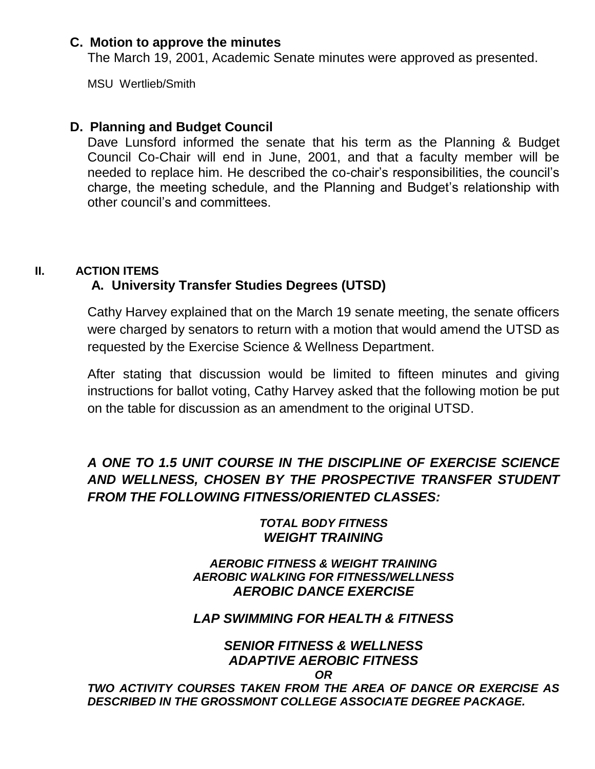### C. Motion to approve the minutes

The March 19, 2001, Academic Senate minutes were approved as presented.

MSU Wertlieb/Smith

### D. Planning and Budget Council

Dave Lunsford informed the senate that his term as the Planning & Budget Council Co-Chair will end in June, 2001, and that a faculty member will be needed to replace him. He described the co-chair's responsibilities, the council's charge, the meeting schedule, and the Planning and Budget's relationship with other council's and committees.

## II. ACTION ITEMS

### A. University Transfer Studies Degrees (UTSD)

Cathy Harvey explained that on the March 19 senate meeting, the senate officers were charged by senators to return with a motion that would amend the UTSD as requested by the Exercise Science & Wellness Department.

After stating that discussion would be limited to fifteen minutes and giving instructions for ballot voting, Cathy Harvey asked that the following motion be put on the table for discussion as an amendment to the original UTSD.

***A ONE TO 1.5 UNIT COURSE IN THE DISCIPLINE OF EXERCISE SCIENCE AND WELLNESS, CHOSEN BY THE PROSPECTIVE TRANSFER STUDENT FROM THE FOLLOWING FITNESS/ORIENTED CLASSES:***

***TOTAL BODY FITNESS***
***WEIGHT TRAINING***

***AEROBIC FITNESS & WEIGHT TRAINING***
***AEROBIC WALKING FOR FITNESS/WELLNESS***
***AEROBIC DANCE EXERCISE***

***LAP SWIMMING FOR HEALTH & FITNESS***

***SENIOR FITNESS & WELLNESS***
***ADAPTIVE AEROBIC FITNESS***

***OR***

***TWO ACTIVITY COURSES TAKEN FROM THE AREA OF DANCE OR EXERCISE AS DESCRIBED IN THE GROSSMONT COLLEGE ASSOCIATE DEGREE PACKAGE.***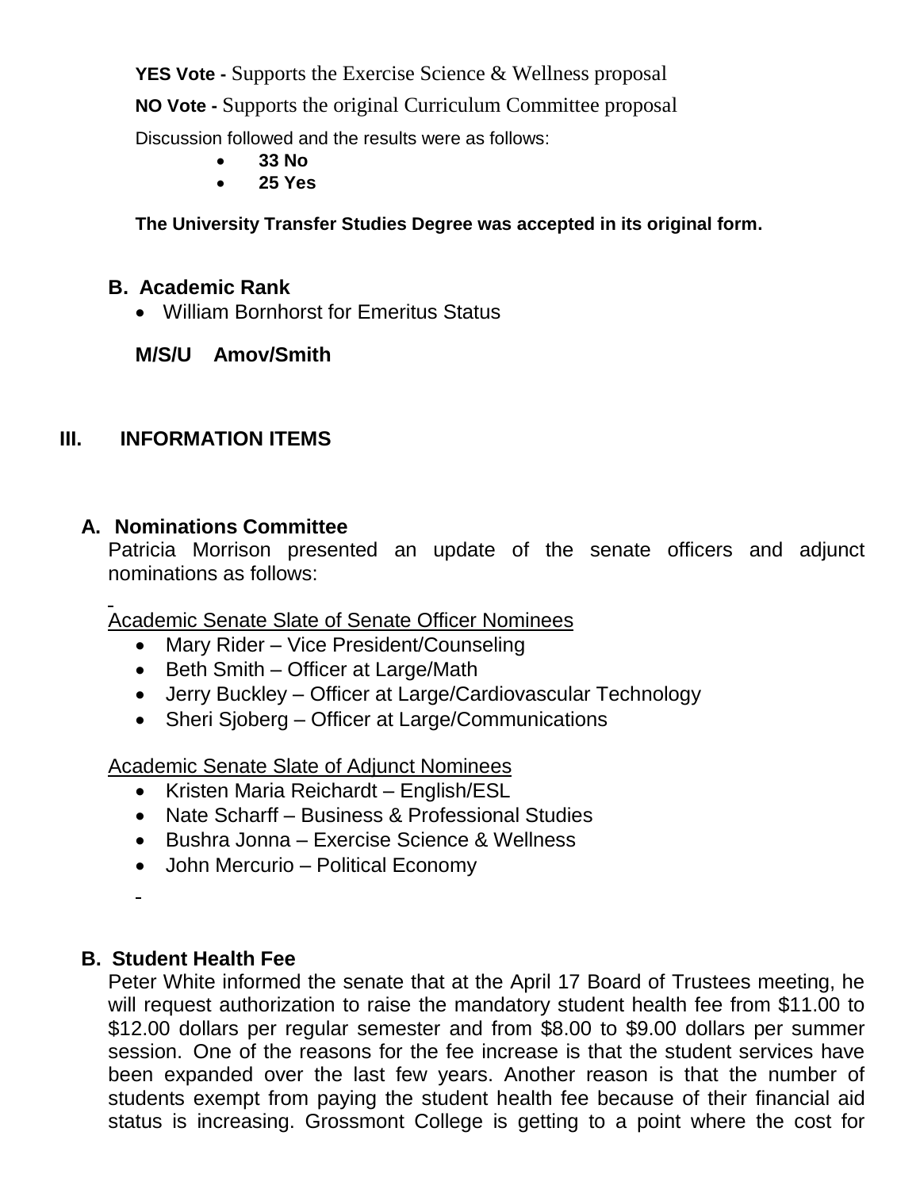**YES Vote -** Supports the Exercise Science & Wellness proposal

**NO Vote -** Supports the original Curriculum Committee proposal

Discussion followed and the results were as follows:

- **33 No**
- **25 Yes**

**The University Transfer Studies Degree was accepted in its original form.**

### B. Academic Rank

- William Bornhorst for Emeritus Status

**M/S/U Amov/Smith**

## III. INFORMATION ITEMS

### A. Nominations Committee

Patricia Morrison presented an update of the senate officers and adjunct nominations as follows:

Academic Senate Slate of Senate Officer Nominees

- Mary Rider – Vice President/Counseling
- Beth Smith – Officer at Large/Math
- Jerry Buckley – Officer at Large/Cardiovascular Technology
- Sheri Sjoberg – Officer at Large/Communications

Academic Senate Slate of Adjunct Nominees

- Kristen Maria Reichardt – English/ESL
- Nate Scharff – Business & Professional Studies
- Bushra Jonna – Exercise Science & Wellness
- John Mercurio – Political Economy

### B. Student Health Fee

Peter White informed the senate that at the April 17 Board of Trustees meeting, he will request authorization to raise the mandatory student health fee from $11.00 to $12.00 dollars per regular semester and from $8.00 to $9.00 dollars per summer session. One of the reasons for the fee increase is that the student services have been expanded over the last few years. Another reason is that the number of students exempt from paying the student health fee because of their financial aid status is increasing. Grossmont College is getting to a point where the cost for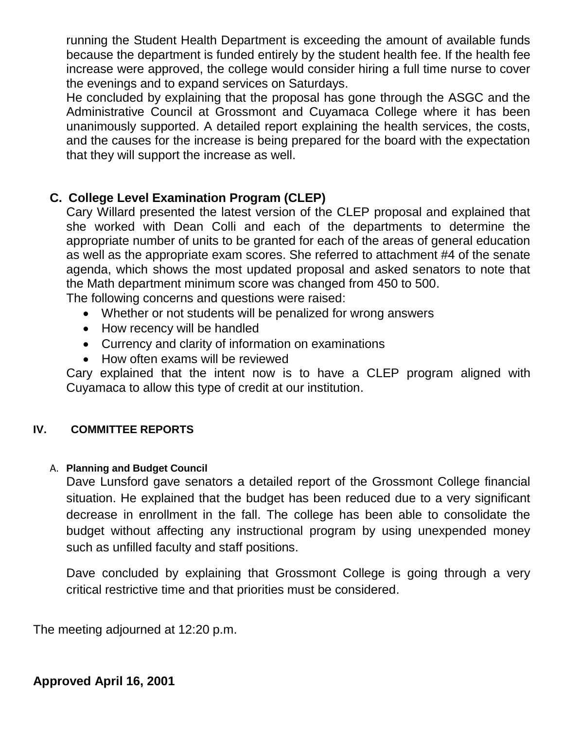running the Student Health Department is exceeding the amount of available funds because the department is funded entirely by the student health fee. If the health fee increase were approved, the college would consider hiring a full time nurse to cover the evenings and to expand services on Saturdays.

He concluded by explaining that the proposal has gone through the ASGC and the Administrative Council at Grossmont and Cuyamaca College where it has been unanimously supported. A detailed report explaining the health services, the costs, and the causes for the increase is being prepared for the board with the expectation that they will support the increase as well.

### C. College Level Examination Program (CLEP)

Cary Willard presented the latest version of the CLEP proposal and explained that she worked with Dean Colli and each of the departments to determine the appropriate number of units to be granted for each of the areas of general education as well as the appropriate exam scores. She referred to attachment #4 of the senate agenda, which shows the most updated proposal and asked senators to note that the Math department minimum score was changed from 450 to 500.

The following concerns and questions were raised:

- Whether or not students will be penalized for wrong answers
- How recency will be handled
- Currency and clarity of information on examinations
- How often exams will be reviewed

Cary explained that the intent now is to have a CLEP program aligned with Cuyamaca to allow this type of credit at our institution.

## IV. COMMITTEE REPORTS

### A. Planning and Budget Council

Dave Lunsford gave senators a detailed report of the Grossmont College financial situation. He explained that the budget has been reduced due to a very significant decrease in enrollment in the fall. The college has been able to consolidate the budget without affecting any instructional program by using unexpended money such as unfilled faculty and staff positions.

Dave concluded by explaining that Grossmont College is going through a very critical restrictive time and that priorities must be considered.

The meeting adjourned at 12:20 p.m.

**Approved April 16, 2001**